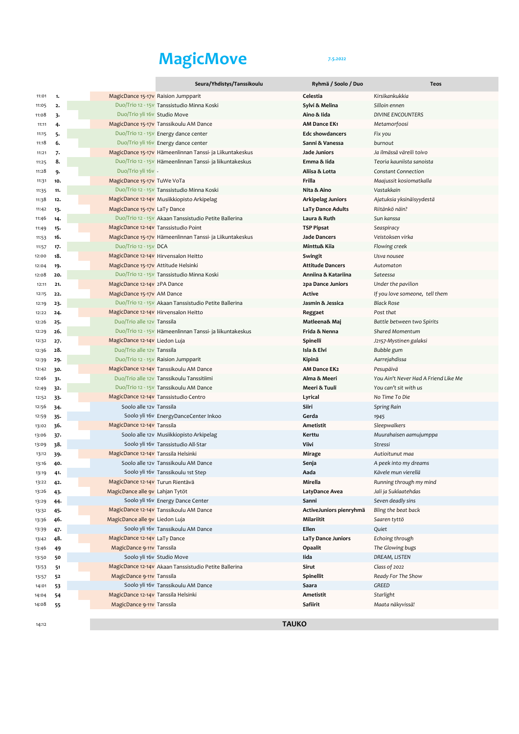# MagicMove

7.5.2022

| Aika | Nro | Sarja | Seura/Yhdistys/Tanssikoulu | Ryhmä / Soolo / Duo | Teos |
|---|---|---|---|---|---|
| 11:01 | 1. | MagicDance 15-17v | Raision Jumpparit | Celestia | *Kirsikankukkia* |
| 11:05 | 2. | Duo/Trio 12 - 15v | Tanssistudio Minna Koski | Sylvi & Melina | *Silloin ennen* |
| 11:08 | 3. | Duo/Trio yli 16v | Studio Move | Aino & Iida | *DIVINE ENCOUNTERS* |
| 11:11 | 4. | MagicDance 15-17v | Tanssikoulu AM Dance | AM Dance EK1 | *Metamorfoosi* |
| 11:15 | 5. | Duo/Trio 12 - 15v | Energy dance center | Edc showdancers | *Fix you* |
| 11:18 | 6. | Duo/Trio yli 16v | Energy dance center | Sanni & Vanessa | *burnout* |
| 11:21 | 7. | MagicDance 15-17v | Hämeenlinnan Tanssi- ja Liikuntakeskus | Jade Juniors | *Ja ilmässä väreili toivo* |
| 11:25 | 8. | Duo/Trio 12 - 15v | Hämeenlinnan Tanssi- ja liikuntakeskus | Emma & Iida | *Teoria kauniista sanoista* |
| 11:28 | 9. | Duo/Trio yli 16v | - | Aliisa & Lotta | *Constant Connection* |
| 11:31 | 10. | MagicDance 15-17v | TuWe VoTa | Frilla | *Maajussit kosiomatkalla* |
| 11:35 | 11. | Duo/Trio 12 - 15v | Tanssistudio Minna Koski | Nita & Aino | *Vastakkain* |
| 11:38 | 12. | MagicDance 12-14v | Musiikkiopisto Arkipelag | Arkipelag Juniors | *Ajatuksia yksinäisyydestä* |
| 11:42 | 13. | MagicDance 15-17v | LaTy Dance | LaTy Dance Adults | *Riitänkö näin?* |
| 11:46 | 14. | Duo/Trio 12 - 15v | Akaan Tanssistudio Petite Ballerina | Laura & Ruth | *Sun kanssa* |
| 11:49 | 15. | MagicDance 12-14v | Tanssistudio Point | TSP Pipsat | *Seaspiracy* |
| 11:53 | 16. | MagicDance 15-17v | Hämeenlinnan Tanssi- ja Liikuntakeskus | Jade Dancers | *Veistoksen virka* |
| 11:57 | 17. | Duo/Trio 12 - 15v | DCA | Minttu& Kiia | *Flowing creek* |
| 12:00 | 18. | MagicDance 12-14v | Hirvensalon Heitto | Swingit | *Usva nousee* |
| 12:04 | 19. | MagicDance 15-17v | Attitude Helsinki | Attitude Dancers | *Automaton* |
| 12:08 | 20. | Duo/Trio 12 - 15v | Tanssistudio Minna Koski | Anniina & Katariina | *Sateessa* |
| 12:11 | 21. | MagicDance 12-14v | 2PA Dance | 2pa Dance Juniors | *Under the pavilion* |
| 12:15 | 22. | MagicDance 15-17v | AM Dance | Active | *If you love someone, tell them* |
| 12:19 | 23. | Duo/Trio 12 - 15v | Akaan Tanssistudio Petite Ballerina | Jasmin & Jessica | *Black Rose* |
| 12:22 | 24. | MagicDance 12-14v | Hirvensalon Heitto | Reggaet | *Post that* |
| 12:26 | 25. | Duo/Trio alle 12v | Tanssila | Matleena& Maj | *Battle between two Spirits* |
| 12:29 | 26. | Duo/Trio 12 - 15v | Hämeenlinnan Tanssi- ja liikuntakeskus | Frida & Nenna | *Shared Momentum* |
| 12:32 | 27. | MagicDance 12-14v | Liedon Luja | Spinelli | *J2157-Mystinen galaksi* |
| 12:36 | 28. | Duo/Trio alle 12v | Tanssila | Isla & Elvi | *Bubble gum* |
| 12:39 | 29. | Duo/Trio 12 - 15v | Raision Jumpparit | Kipinä | *Aarrejahdissa* |
| 12:42 | 30. | MagicDance 12-14v | Tanssikoulu AM Dance | AM Dance EK2 | *Pesupäivä* |
| 12:46 | 31. | Duo/Trio alle 12v | Tanssikoulu Tanssitiimi | Alma & Meeri | *You Ain't Never Had A Friend Like Me* |
| 12:49 | 32. | Duo/Trio 12 - 15v | Tanssikoulu AM Dance | Meeri & Tuuli | *You can't sit with us* |
| 12:52 | 33. | MagicDance 12-14v | Tanssistudio Centro | Lyrical | *No Time To Die* |
| 12:56 | 34. | Soolo alle 12v | Tanssila | Siiri | *Spring Rain* |
| 12:59 | 35. | Soolo yli 16v | EnergyDanceCenter Inkoo | Gerda | *1945* |
| 13:02 | 36. | MagicDance 12-14v | Tanssila | Ametistit | *Sleepwalkers* |
| 13:06 | 37. | Soolo alle 12v | Musiikkiopisto Arkipelag | Kerttu | *Muurahaisen aamujumppa* |
| 13:09 | 38. | Soolo yli 16v | Tanssistudio All-Star | Viivi | *Stressi* |
| 13:12 | 39. | MagicDance 12-14v | Tanssila Helsinki | Mirage | *Autioitunut maa* |
| 13:16 | 40. | Soolo alle 12v | Tanssikoulu AM Dance | Senja | *A peek into my dreams* |
| 13:19 | 41. | Soolo yli 16v | Tanssikoulu 1st Step | Aada | *Kävele mun vierellä* |
| 13:22 | 42. | MagicDance 12-14v | Turun Rientävä | Mirella | *Running through my mind* |
| 13:26 | 43. | MagicDance alle 9v | Lahjan Tytöt | LatyDance Avea | *Jali ja Suklaatehdas* |
| 13:29 | 44. | Soolo yli 16v | Energy Dance Center | Sanni | *Seven deadly sins* |
| 13:32 | 45. | MagicDance 12-14v | Tanssikoulu AM Dance | ActiveJuniors pienryhmä | *Bling the beat back* |
| 13:36 | 46. | MagicDance alle 9v | Liedon Luja | Milariitit | *Saaren tyttö* |
| 13:39 | 47. | Soolo yli 16v | Tanssikoulu AM Dance | Ellen | *Quiet* |
| 13:42 | 48. | MagicDance 12-14v | LaTy Dance | LaTy Dance Juniors | *Echoing through* |
| 13:46 | 49 | MagicDance 9-11v | Tanssila | Opaalit | *The Glowing bugs* |
| 13:50 | 50 | Soolo yli 16v | Studio Move | Iida | *DREAM, LISTEN* |
| 13:53 | 51 | MagicDance 12-14v | Akaan Tanssistudio Petite Ballerina | Sirut | *Class of 2022* |
| 13:57 | 52 | MagicDance 9-11v | Tanssila | Spinellit | *Ready For The Show* |
| 14:01 | 53 | Soolo yli 16v | Tanssikoulu AM Dance | Saara | *GREED* |
| 14:04 | 54 | MagicDance 12-14v | Tanssila Helsinki | Ametistit | *Starlight* |
| 14:08 | 55 | MagicDance 9-11v | Tanssila | Safiirit | *Maata näkyvissä!* |

14:12 **TAUKO**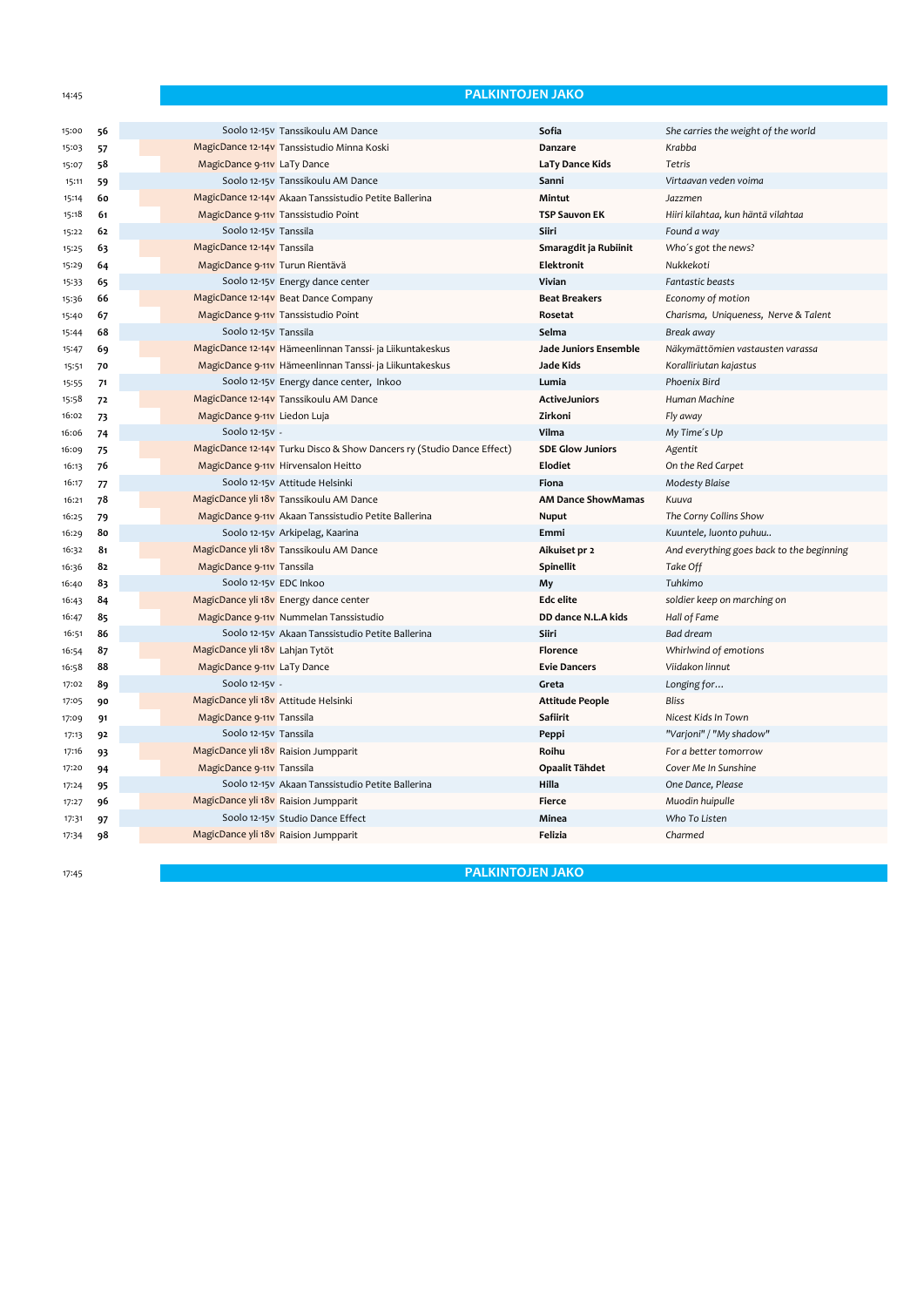| | | | | | |
|---|---|---|---|---|---|
| 14:45 | | PALKINTOJEN JAKO | | | |
| 15:00 | 56 | Soolo 12-15v | Tanssikoulu AM Dance | **Sofia** | *She carries the weight of the world* |
| 15:03 | 57 | MagicDance 12-14v | Tanssistudio Minna Koski | **Danzare** | *Krabba* |
| 15:07 | 58 | MagicDance 9-11v | LaTy Dance | **LaTy Dance Kids** | *Tetris* |
| 15:11 | 59 | Soolo 12-15v | Tanssikoulu AM Dance | **Sanni** | *Virtaavan veden voima* |
| 15:14 | 60 | MagicDance 12-14v | Akaan Tanssistudio Petite Ballerina | **Mintut** | *Jazzmen* |
| 15:18 | 61 | MagicDance 9-11v | Tanssistudio Point | **TSP Sauvon EK** | *Hiiri kilahtaa, kun häntä vilahtaa* |
| 15:22 | 62 | Soolo 12-15v | Tanssila | **Siiri** | *Found a way* |
| 15:25 | 63 | MagicDance 12-14v | Tanssila | **Smaragdit ja Rubiinit** | *Who´s got the news?* |
| 15:29 | 64 | MagicDance 9-11v | Turun Rientävä | **Elektronit** | *Nukkekoti* |
| 15:33 | 65 | Soolo 12-15v | Energy dance center | **Vivian** | *Fantastic beasts* |
| 15:36 | 66 | MagicDance 12-14v | Beat Dance Company | **Beat Breakers** | *Economy of motion* |
| 15:40 | 67 | MagicDance 9-11v | Tanssistudio Point | **Rosetat** | *Charisma, Uniqueness, Nerve & Talent* |
| 15:44 | 68 | Soolo 12-15v | Tanssila | **Selma** | *Break away* |
| 15:47 | 69 | MagicDance 12-14v | Hämeenlinnan Tanssi- ja Liikuntakeskus | **Jade Juniors Ensemble** | *Näkymättömien vastausten varassa* |
| 15:51 | 70 | MagicDance 9-11v | Hämeenlinnan Tanssi- ja Liikuntakeskus | **Jade Kids** | *Koralliriutan kajastus* |
| 15:55 | 71 | Soolo 12-15v | Energy dance center, Inkoo | **Lumia** | *Phoenix Bird* |
| 15:58 | 72 | MagicDance 12-14v | Tanssikoulu AM Dance | **ActiveJuniors** | *Human Machine* |
| 16:02 | 73 | MagicDance 9-11v | Liedon Luja | **Zirkoni** | *Fly away* |
| 16:06 | 74 | Soolo 12-15v | - | **Vilma** | *My Time´s Up* |
| 16:09 | 75 | MagicDance 12-14v | Turku Disco & Show Dancers ry (Studio Dance Effect) | **SDE Glow Juniors** | *Agentit* |
| 16:13 | 76 | MagicDance 9-11v | Hirvensalon Heitto | **Elodiet** | *On the Red Carpet* |
| 16:17 | 77 | Soolo 12-15v | Attitude Helsinki | **Fiona** | *Modesty Blaise* |
| 16:21 | 78 | MagicDance yli 18v | Tanssikoulu AM Dance | **AM Dance ShowMamas** | *Kuuva* |
| 16:25 | 79 | MagicDance 9-11v | Akaan Tanssistudio Petite Ballerina | **Nuput** | *The Corny Collins Show* |
| 16:29 | 80 | Soolo 12-15v | Arkipelag, Kaarina | **Emmi** | *Kuuntele, luonto puhuu..* |
| 16:32 | 81 | MagicDance yli 18v | Tanssikoulu AM Dance | **Aikuiset pr 2** | *And everything goes back to the beginning* |
| 16:36 | 82 | MagicDance 9-11v | Tanssila | **Spinellit** | *Take Off* |
| 16:40 | 83 | Soolo 12-15v | EDC Inkoo | **My** | *Tuhkimo* |
| 16:43 | 84 | MagicDance yli 18v | Energy dance center | **Edc elite** | *soldier keep on marching on* |
| 16:47 | 85 | MagicDance 9-11v | Nummelan Tanssistudio | **DD dance N.L.A kids** | *Hall of Fame* |
| 16:51 | 86 | Soolo 12-15v | Akaan Tanssistudio Petite Ballerina | **Siiri** | *Bad dream* |
| 16:54 | 87 | MagicDance yli 18v | Lahjan Tytöt | **Florence** | *Whirlwind of emotions* |
| 16:58 | 88 | MagicDance 9-11v | LaTy Dance | **Evie Dancers** | *Viidakon linnut* |
| 17:02 | 89 | Soolo 12-15v | - | **Greta** | *Longing for…* |
| 17:05 | 90 | MagicDance yli 18v | Attitude Helsinki | **Attitude People** | *Bliss* |
| 17:09 | 91 | MagicDance 9-11v | Tanssila | **Safiirit** | *Nicest Kids In Town* |
| 17:13 | 92 | Soolo 12-15v | Tanssila | **Peppi** | *"Varjoni" / "My shadow"* |
| 17:16 | 93 | MagicDance yli 18v | Raision Jumpparit | **Roihu** | *For a better tomorrow* |
| 17:20 | 94 | MagicDance 9-11v | Tanssila | **Opaalit Tähdet** | *Cover Me In Sunshine* |
| 17:24 | 95 | Soolo 12-15v | Akaan Tanssistudio Petite Ballerina | **Hilla** | *One Dance, Please* |
| 17:27 | 96 | MagicDance yli 18v | Raision Jumpparit | **Fierce** | *Muodin huipulle* |
| 17:31 | 97 | Soolo 12-15v | Studio Dance Effect | **Minea** | *Who To Listen* |
| 17:34 | 98 | MagicDance yli 18v | Raision Jumpparit | **Felizia** | *Charmed* |
| 17:45 | | PALKINTOJEN JAKO | | | |